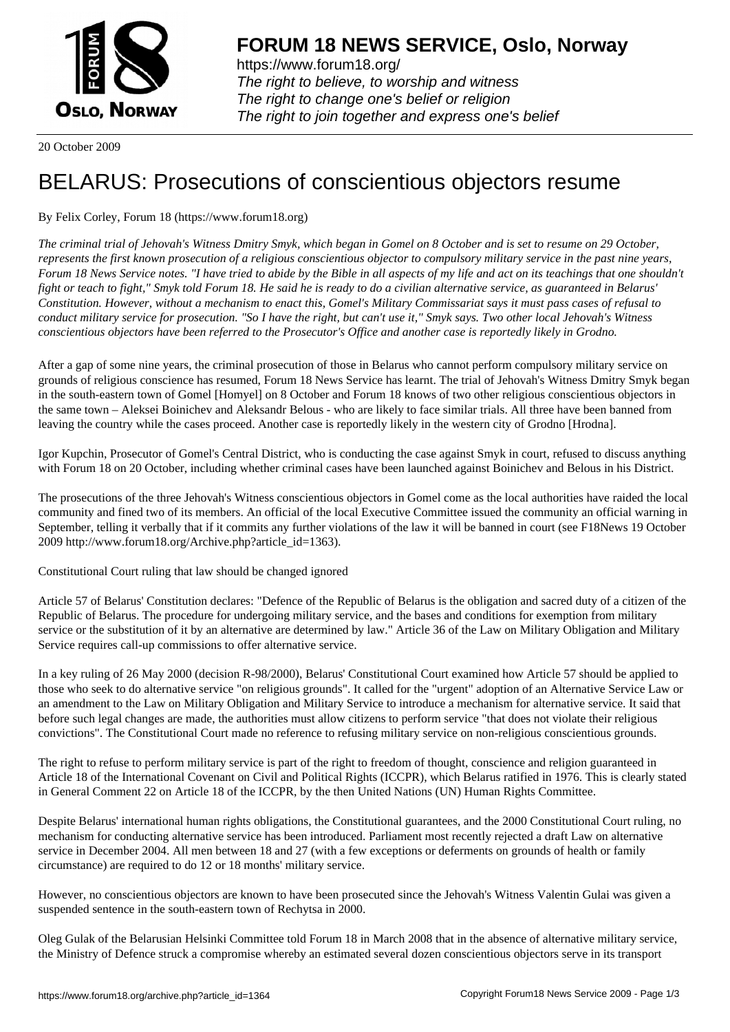**FORUM 18 NEWS SERVICE, Oslo, Norway**

https://www.forum18.org/
*The right to believe, to worship and witness*
*The right to change one's belief or religion*
*The right to join together and express one's belief*

20 October 2009

# BELARUS: Prosecutions of conscientious objectors resume

By Felix Corley, Forum 18 (https://www.forum18.org)

*The criminal trial of Jehovah's Witness Dmitry Smyk, which began in Gomel on 8 October and is set to resume on 29 October, represents the first known prosecution of a religious conscientious objector to compulsory military service in the past nine years, Forum 18 News Service notes. "I have tried to abide by the Bible in all aspects of my life and act on its teachings that one shouldn't fight or teach to fight," Smyk told Forum 18. He said he is ready to do a civilian alternative service, as guaranteed in Belarus' Constitution. However, without a mechanism to enact this, Gomel's Military Commissariat says it must pass cases of refusal to conduct military service for prosecution. "So I have the right, but can't use it," Smyk says. Two other local Jehovah's Witness conscientious objectors have been referred to the Prosecutor's Office and another case is reportedly likely in Grodno.*

After a gap of some nine years, the criminal prosecution of those in Belarus who cannot perform compulsory military service on grounds of religious conscience has resumed, Forum 18 News Service has learnt. The trial of Jehovah's Witness Dmitry Smyk began in the south-eastern town of Gomel [Homyel] on 8 October and Forum 18 knows of two other religious conscientious objectors in the same town – Aleksei Boinichev and Aleksandr Belous - who are likely to face similar trials. All three have been banned from leaving the country while the cases proceed. Another case is reportedly likely in the western city of Grodno [Hrodna].

Igor Kupchin, Prosecutor of Gomel's Central District, who is conducting the case against Smyk in court, refused to discuss anything with Forum 18 on 20 October, including whether criminal cases have been launched against Boinichev and Belous in his District.

The prosecutions of the three Jehovah's Witness conscientious objectors in Gomel come as the local authorities have raided the local community and fined two of its members. An official of the local Executive Committee issued the community an official warning in September, telling it verbally that if it commits any further violations of the law it will be banned in court (see F18News 19 October 2009 http://www.forum18.org/Archive.php?article_id=1363).

Constitutional Court ruling that law should be changed ignored

Article 57 of Belarus' Constitution declares: "Defence of the Republic of Belarus is the obligation and sacred duty of a citizen of the Republic of Belarus. The procedure for undergoing military service, and the bases and conditions for exemption from military service or the substitution of it by an alternative are determined by law." Article 36 of the Law on Military Obligation and Military Service requires call-up commissions to offer alternative service.

In a key ruling of 26 May 2000 (decision R-98/2000), Belarus' Constitutional Court examined how Article 57 should be applied to those who seek to do alternative service "on religious grounds". It called for the "urgent" adoption of an Alternative Service Law or an amendment to the Law on Military Obligation and Military Service to introduce a mechanism for alternative service. It said that before such legal changes are made, the authorities must allow citizens to perform service "that does not violate their religious convictions". The Constitutional Court made no reference to refusing military service on non-religious conscientious grounds.

The right to refuse to perform military service is part of the right to freedom of thought, conscience and religion guaranteed in Article 18 of the International Covenant on Civil and Political Rights (ICCPR), which Belarus ratified in 1976. This is clearly stated in General Comment 22 on Article 18 of the ICCPR, by the then United Nations (UN) Human Rights Committee.

Despite Belarus' international human rights obligations, the Constitutional guarantees, and the 2000 Constitutional Court ruling, no mechanism for conducting alternative service has been introduced. Parliament most recently rejected a draft Law on alternative service in December 2004. All men between 18 and 27 (with a few exceptions or deferments on grounds of health or family circumstance) are required to do 12 or 18 months' military service.

However, no conscientious objectors are known to have been prosecuted since the Jehovah's Witness Valentin Gulai was given a suspended sentence in the south-eastern town of Rechytsa in 2000.

Oleg Gulak of the Belarusian Helsinki Committee told Forum 18 in March 2008 that in the absence of alternative military service, the Ministry of Defence struck a compromise whereby an estimated several dozen conscientious objectors serve in its transport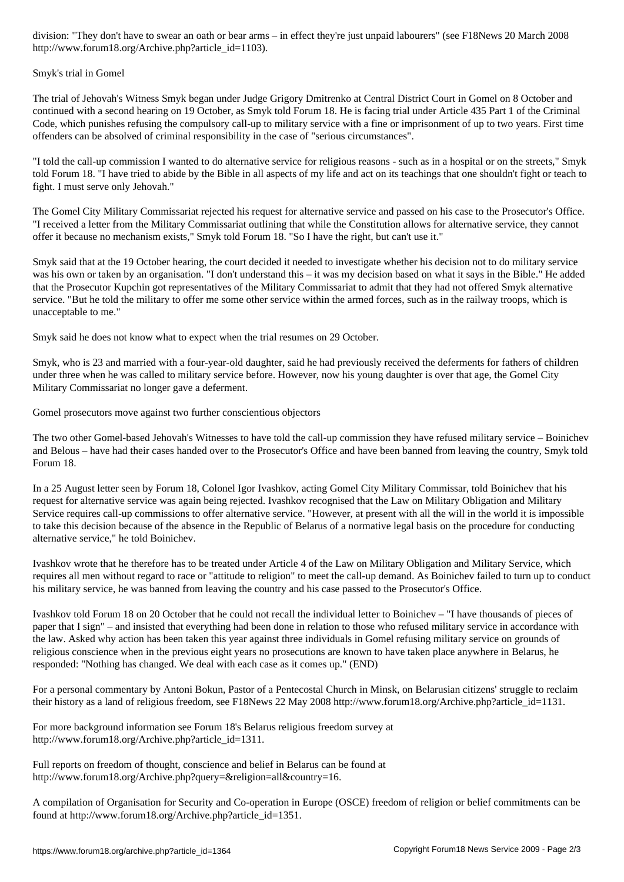division: "They don't have to swear an oath or bear arms – in effect they're just unpaid labourers" (see F18News 20 March 2008 http://www.forum18.org/Archive.php?article_id=1103).

## Smyk's trial in Gomel

The trial of Jehovah's Witness Smyk began under Judge Grigory Dmitrenko at Central District Court in Gomel on 8 October and continued with a second hearing on 19 October, as Smyk told Forum 18. He is facing trial under Article 435 Part 1 of the Criminal Code, which punishes refusing the compulsory call-up to military service with a fine or imprisonment of up to two years. First time offenders can be absolved of criminal responsibility in the case of "serious circumstances".

"I told the call-up commission I wanted to do alternative service for religious reasons - such as in a hospital or on the streets," Smyk told Forum 18. "I have tried to abide by the Bible in all aspects of my life and act on its teachings that one shouldn't fight or teach to fight. I must serve only Jehovah."

The Gomel City Military Commissariat rejected his request for alternative service and passed on his case to the Prosecutor's Office. "I received a letter from the Military Commissariat outlining that while the Constitution allows for alternative service, they cannot offer it because no mechanism exists," Smyk told Forum 18. "So I have the right, but can't use it."

Smyk said that at the 19 October hearing, the court decided it needed to investigate whether his decision not to do military service was his own or taken by an organisation. "I don't understand this – it was my decision based on what it says in the Bible." He added that the Prosecutor Kupchin got representatives of the Military Commissariat to admit that they had not offered Smyk alternative service. "But he told the military to offer me some other service within the armed forces, such as in the railway troops, which is unacceptable to me."

Smyk said he does not know what to expect when the trial resumes on 29 October.

Smyk, who is 23 and married with a four-year-old daughter, said he had previously received the deferments for fathers of children under three when he was called to military service before. However, now his young daughter is over that age, the Gomel City Military Commissariat no longer gave a deferment.

## Gomel prosecutors move against two further conscientious objectors

The two other Gomel-based Jehovah's Witnesses to have told the call-up commission they have refused military service – Boinichev and Belous – have had their cases handed over to the Prosecutor's Office and have been banned from leaving the country, Smyk told Forum 18.

In a 25 August letter seen by Forum 18, Colonel Igor Ivashkov, acting Gomel City Military Commissar, told Boinichev that his request for alternative service was again being rejected. Ivashkov recognised that the Law on Military Obligation and Military Service requires call-up commissions to offer alternative service. "However, at present with all the will in the world it is impossible to take this decision because of the absence in the Republic of Belarus of a normative legal basis on the procedure for conducting alternative service," he told Boinichev.

Ivashkov wrote that he therefore has to be treated under Article 4 of the Law on Military Obligation and Military Service, which requires all men without regard to race or "attitude to religion" to meet the call-up demand. As Boinichev failed to turn up to conduct his military service, he was banned from leaving the country and his case passed to the Prosecutor's Office.

Ivashkov told Forum 18 on 20 October that he could not recall the individual letter to Boinichev – "I have thousands of pieces of paper that I sign" – and insisted that everything had been done in relation to those who refused military service in accordance with the law. Asked why action has been taken this year against three individuals in Gomel refusing military service on grounds of religious conscience when in the previous eight years no prosecutions are known to have taken place anywhere in Belarus, he responded: "Nothing has changed. We deal with each case as it comes up." (END)

For a personal commentary by Antoni Bokun, Pastor of a Pentecostal Church in Minsk, on Belarusian citizens' struggle to reclaim their history as a land of religious freedom, see F18News 22 May 2008 http://www.forum18.org/Archive.php?article_id=1131.

For more background information see Forum 18's Belarus religious freedom survey at http://www.forum18.org/Archive.php?article_id=1311.

Full reports on freedom of thought, conscience and belief in Belarus can be found at http://www.forum18.org/Archive.php?query=&religion=all&country=16.

A compilation of Organisation for Security and Co-operation in Europe (OSCE) freedom of religion or belief commitments can be found at http://www.forum18.org/Archive.php?article_id=1351.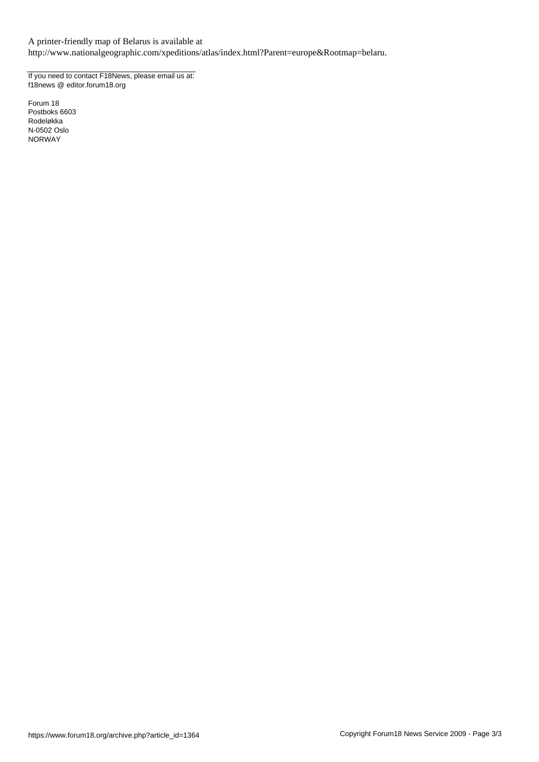A printer-friendly map of Belarus is available at http://www.nationalgeographic.com/xpeditions/atlas/index.html?Parent=europe&Rootmap=belaru.

---

If you need to contact F18News, please email us at:
f18news @ editor.forum18.org

Forum 18
Postboks 6603
Rodeløkka
N-0502 Oslo
NORWAY